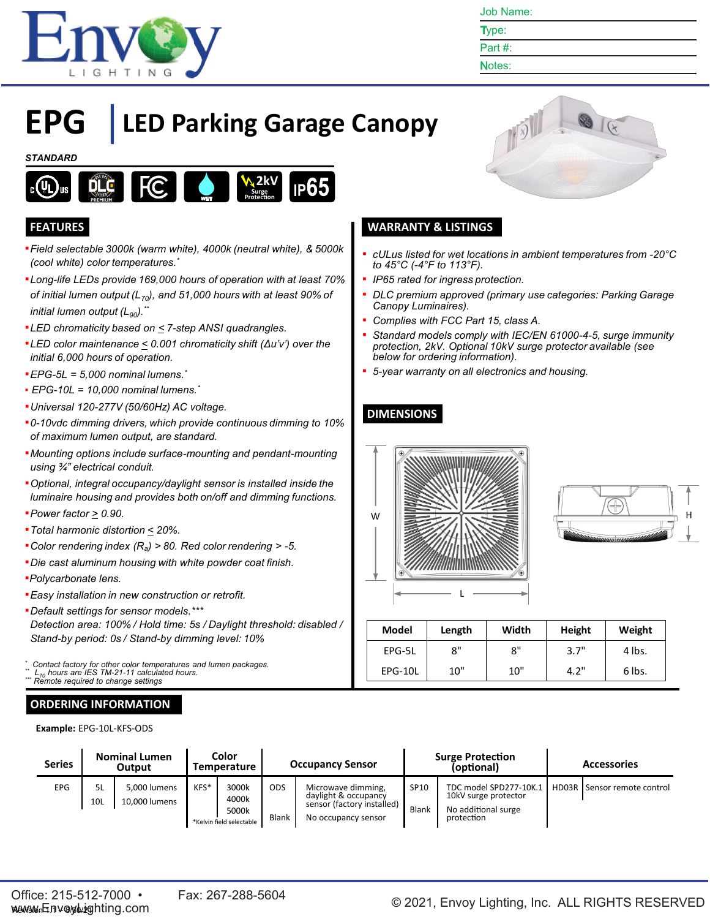Job Name:
Type:
Part #:
Notes:

# EPG | LED Parking Garage Canopy

*STANDARD*

## FEATURES

- *Field selectable 3000k (warm white), 4000k (neutral white), & 5000k (cool white) color temperatures.\**
- *Long-life LEDs provide 169,000 hours of operation with at least 70% of initial lumen output ($L_{70}$), and 51,000 hours with at least 90% of initial lumen output ($L_{90}$).\*\**
- *LED chromaticity based on ≤ 7-step ANSI quadrangles.*
- *LED color maintenance ≤ 0.001 chromaticity shift (Δu'v') over the initial 6,000 hours of operation.*
- *EPG-5L = 5,000 nominal lumens.\**
- *EPG-10L = 10,000 nominal lumens.\**
- *Universal 120-277V (50/60Hz) AC voltage.*
- *0-10vdc dimming drivers, which provide continuous dimming to 10% of maximum lumen output, are standard.*
- *Mounting options include surface-mounting and pendant-mounting using ¾" electrical conduit.*
- *Optional, integral occupancy/daylight sensor is installed inside the luminaire housing and provides both on/off and dimming functions.*
- *Power factor ≥ 0.90.*
- *Total harmonic distortion ≤ 20%.*
- *Color rendering index ($R_a$) > 80. Red color rendering > -5.*
- *Die cast aluminum housing with white powder coat finish.*
- *Polycarbonate lens.*
- *Easy installation in new construction or retrofit.*
- *Default settings for sensor models.\*\*\**
  *Detection area: 100% / Hold time: 5s / Daylight threshold: disabled / Stand-by period: 0s / Stand-by dimming level: 10%*

\* *Contact factory for other color temperatures and lumen packages.*
\*\* *$L_{70}$ hours are IES TM-21-11 calculated hours.*
\*\*\* *Remote required to change settings*

## WARRANTY & LISTINGS

- *cULus listed for wet locations in ambient temperatures from -20°C to 45°C (-4°F to 113°F).*
- *IP65 rated for ingress protection.*
- *DLC premium approved (primary use categories: Parking Garage Canopy Luminaires).*
- *Complies with FCC Part 15, class A.*
- *Standard models comply with IEC/EN 61000-4-5, surge immunity protection, 2kV. Optional 10kV surge protector available (see below for ordering information).*
- *5-year warranty on all electronics and housing.*

## DIMENSIONS

| Model | Length | Width | Height | Weight |
|---|---|---|---|---|
| EPG-5L | 8" | 8" | 3.7" | 4 lbs. |
| EPG-10L | 10" | 10" | 4.2" | 6 lbs. |

## ORDERING INFORMATION

**Example:** EPG-10L-KFS-ODS

| Series | Nominal Lumen Output | | Color Temperature | | Occupancy Sensor | | Surge Protection (optional) | | Accessories | |
|---|---|---|---|---|---|---|---|---|---|---|
| EPG | 5L | 5,000 lumens | KFS* | 3000k<br>4000k<br>5000k | ODS | Microwave dimming, daylight & occupancy sensor (factory installed) | SP10 | TDC model SPD277-10K.1 10kV surge protector | HD03R | Sensor remote control |
| | 10L | 10,000 lumens | *Kelvin field selectable | | Blank | No occupancy sensor | Blank | No additional surge protection | | |

Office: 215-512-7000 • Fax: 267-288-5604
www.EnvoyLighting.com
Revision 1.1 - 6/30/21
© 2021, Envoy Lighting, Inc. ALL RIGHTS RESERVED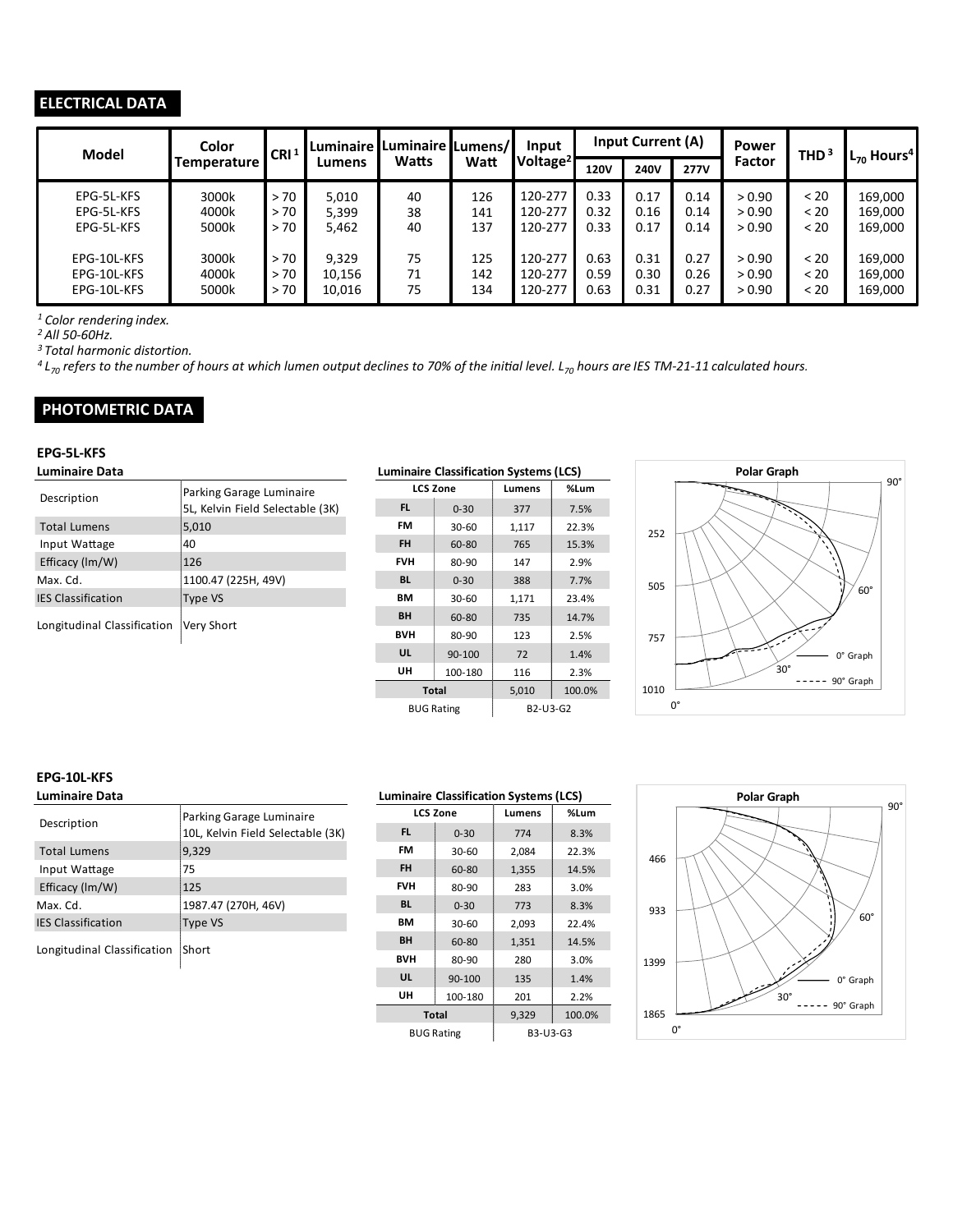## ELECTRICAL DATA

| Model | Color Temperature | CRI [1] | Luminaire Lumens | Luminaire Watts | Lumens/Watt | Input Voltage [2] | Input Current (A) | | | Power Factor | THD [3] | $L_{70}$ Hours [4] |
|---|---|---|---|---|---|---|---|---|---|---|---|---|
| | | | | | | | 120V | 240V | 277V | | | |
| EPG-5L-KFS | 3000k | > 70 | 5,010 | 40 | 126 | 120-277 | 0.33 | 0.17 | 0.14 | > 0.90 | < 20 | 169,000 |
| EPG-5L-KFS | 4000k | > 70 | 5,399 | 38 | 141 | 120-277 | 0.32 | 0.16 | 0.14 | > 0.90 | < 20 | 169,000 |
| EPG-5L-KFS | 5000k | > 70 | 5,462 | 40 | 137 | 120-277 | 0.33 | 0.17 | 0.14 | > 0.90 | < 20 | 169,000 |
| EPG-10L-KFS | 3000k | > 70 | 9,329 | 75 | 125 | 120-277 | 0.63 | 0.31 | 0.27 | > 0.90 | < 20 | 169,000 |
| EPG-10L-KFS | 4000k | > 70 | 10,156 | 71 | 142 | 120-277 | 0.59 | 0.30 | 0.26 | > 0.90 | < 20 | 169,000 |
| EPG-10L-KFS | 5000k | > 70 | 10,016 | 75 | 134 | 120-277 | 0.63 | 0.31 | 0.27 | > 0.90 | < 20 | 169,000 |

*[1] Color rendering index.*
*[2] All 50-60Hz.*
*[3] Total harmonic distortion.*
*[4] $L_{70}$ refers to the number of hours at which lumen output declines to 70% of the initial level. $L_{70}$ hours are IES TM-21-11 calculated hours.*

## PHOTOMETRIC DATA

### EPG-5L-KFS

**Luminaire Data**

| | |
|---|---|
| Description | Parking Garage Luminaire 5L, Kelvin Field Selectable (3K) |
| Total Lumens | 5,010 |
| Input Wattage | 40 |
| Efficacy (lm/W) | 126 |
| Max. Cd. | 1100.47 (225H, 49V) |
| IES Classification | Type VS |
| Longitudinal Classification | Very Short |

**Luminaire Classification Systems (LCS)**

| LCS Zone | | Lumens | %Lum |
|---|---|---|---|
| FL | 0-30 | 377 | 7.5% |
| FM | 30-60 | 1,117 | 22.3% |
| FH | 60-80 | 765 | 15.3% |
| FVH | 80-90 | 147 | 2.9% |
| BL | 0-30 | 388 | 7.7% |
| BM | 30-60 | 1,171 | 23.4% |
| BH | 60-80 | 735 | 14.7% |
| BVH | 80-90 | 123 | 2.5% |
| UL | 90-100 | 72 | 1.4% |
| UH | 100-180 | 116 | 2.3% |
| Total | | 5,010 | 100.0% |
| BUG Rating | | B2-U3-G2 | |

Polar Graph
90°
252
505
757
1010
60°
30°
0°
0° Graph
90° Graph

### EPG-10L-KFS

**Luminaire Data**

| | |
|---|---|
| Description | Parking Garage Luminaire 10L, Kelvin Field Selectable (3K) |
| Total Lumens | 9,329 |
| Input Wattage | 75 |
| Efficacy (lm/W) | 125 |
| Max. Cd. | 1987.47 (270H, 46V) |
| IES Classification | Type VS |
| Longitudinal Classification | Short |

**Luminaire Classification Systems (LCS)**

| LCS Zone | | Lumens | %Lum |
|---|---|---|---|
| FL | 0-30 | 774 | 8.3% |
| FM | 30-60 | 2,084 | 22.3% |
| FH | 60-80 | 1,355 | 14.5% |
| FVH | 80-90 | 283 | 3.0% |
| BL | 0-30 | 773 | 8.3% |
| BM | 30-60 | 2,093 | 22.4% |
| BH | 60-80 | 1,351 | 14.5% |
| BVH | 80-90 | 280 | 3.0% |
| UL | 90-100 | 135 | 1.4% |
| UH | 100-180 | 201 | 2.2% |
| Total | | 9,329 | 100.0% |
| BUG Rating | | B3-U3-G3 | |

Polar Graph
90°
466
933
1399
1865
60°
30°
0°
0° Graph
90° Graph